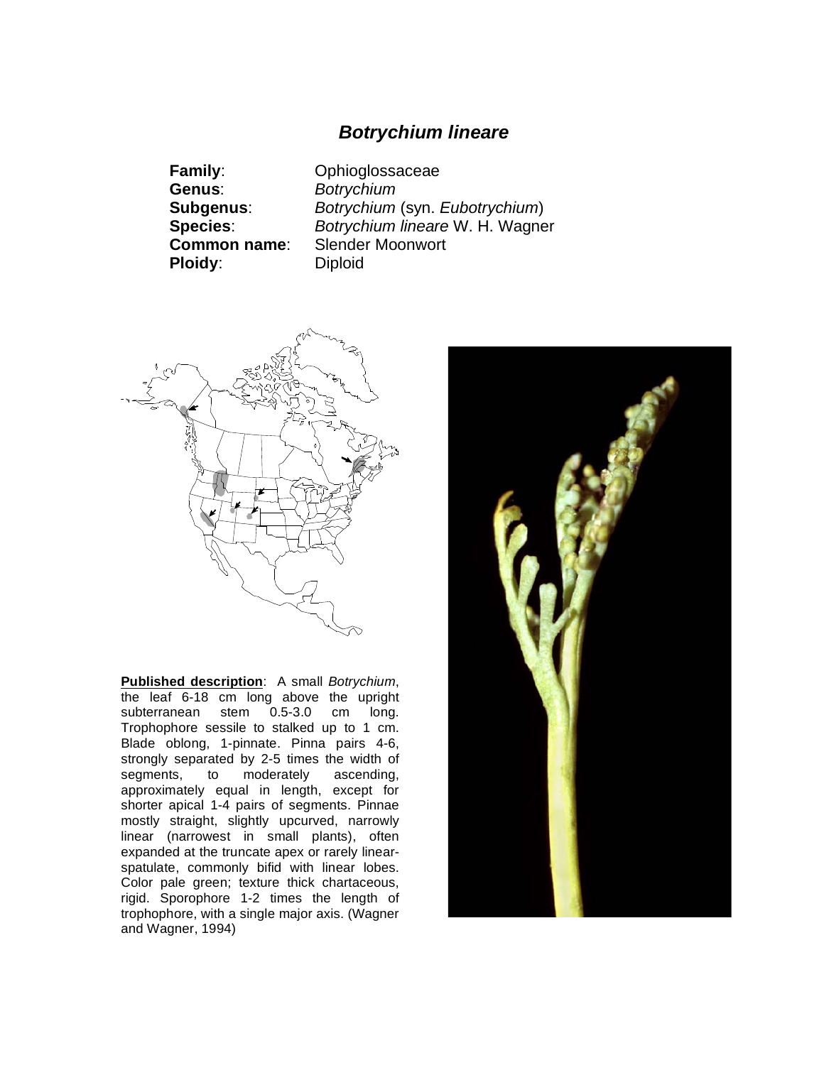# *Botrychium lineare*

**Family**: Ophioglossaceae
**Genus**: *Botrychium*
**Subgenus**: *Botrychium* (syn. *Eubotrychium*)
**Species**: *Botrychium lineare* W. H. Wagner
**Common name**: Slender Moonwort
**Ploidy**: Diploid

**Published description**: A small *Botrychium*, the leaf 6-18 cm long above the upright subterranean stem 0.5-3.0 cm long. Trophophore sessile to stalked up to 1 cm. Blade oblong, 1-pinnate. Pinna pairs 4-6, strongly separated by 2-5 times the width of segments, to moderately ascending, approximately equal in length, except for shorter apical 1-4 pairs of segments. Pinnae mostly straight, slightly upcurved, narrowly linear (narrowest in small plants), often expanded at the truncate apex or rarely linear-spatulate, commonly bifid with linear lobes. Color pale green; texture thick chartaceous, rigid. Sporophore 1-2 times the length of trophophore, with a single major axis. (Wagner and Wagner, 1994)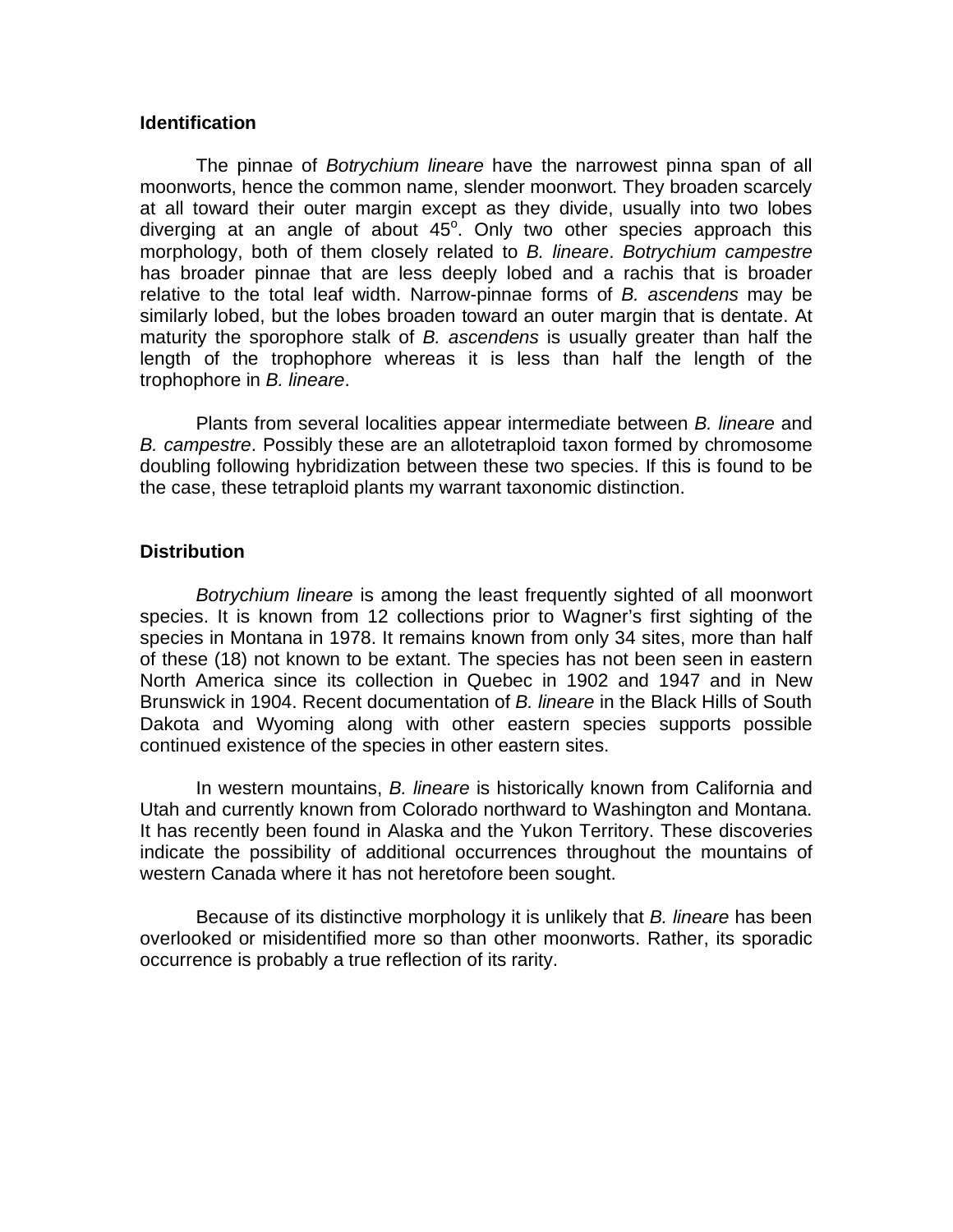## Identification

The pinnae of *Botrychium lineare* have the narrowest pinna span of all moonworts, hence the common name, slender moonwort. They broaden scarcely at all toward their outer margin except as they divide, usually into two lobes diverging at an angle of about $45^o$. Only two other species approach this morphology, both of them closely related to *B. lineare*. *Botrychium campestre* has broader pinnae that are less deeply lobed and a rachis that is broader relative to the total leaf width. Narrow-pinnae forms of *B. ascendens* may be similarly lobed, but the lobes broaden toward an outer margin that is dentate. At maturity the sporophore stalk of *B. ascendens* is usually greater than half the length of the trophophore whereas it is less than half the length of the trophophore in *B. lineare*.

Plants from several localities appear intermediate between *B. lineare* and *B. campestre*. Possibly these are an allotetraploid taxon formed by chromosome doubling following hybridization between these two species. If this is found to be the case, these tetraploid plants my warrant taxonomic distinction.

## Distribution

*Botrychium lineare* is among the least frequently sighted of all moonwort species. It is known from 12 collections prior to Wagner's first sighting of the species in Montana in 1978. It remains known from only 34 sites, more than half of these (18) not known to be extant. The species has not been seen in eastern North America since its collection in Quebec in 1902 and 1947 and in New Brunswick in 1904. Recent documentation of *B. lineare* in the Black Hills of South Dakota and Wyoming along with other eastern species supports possible continued existence of the species in other eastern sites.

In western mountains, *B. lineare* is historically known from California and Utah and currently known from Colorado northward to Washington and Montana. It has recently been found in Alaska and the Yukon Territory. These discoveries indicate the possibility of additional occurrences throughout the mountains of western Canada where it has not heretofore been sought.

Because of its distinctive morphology it is unlikely that *B. lineare* has been overlooked or misidentified more so than other moonworts. Rather, its sporadic occurrence is probably a true reflection of its rarity.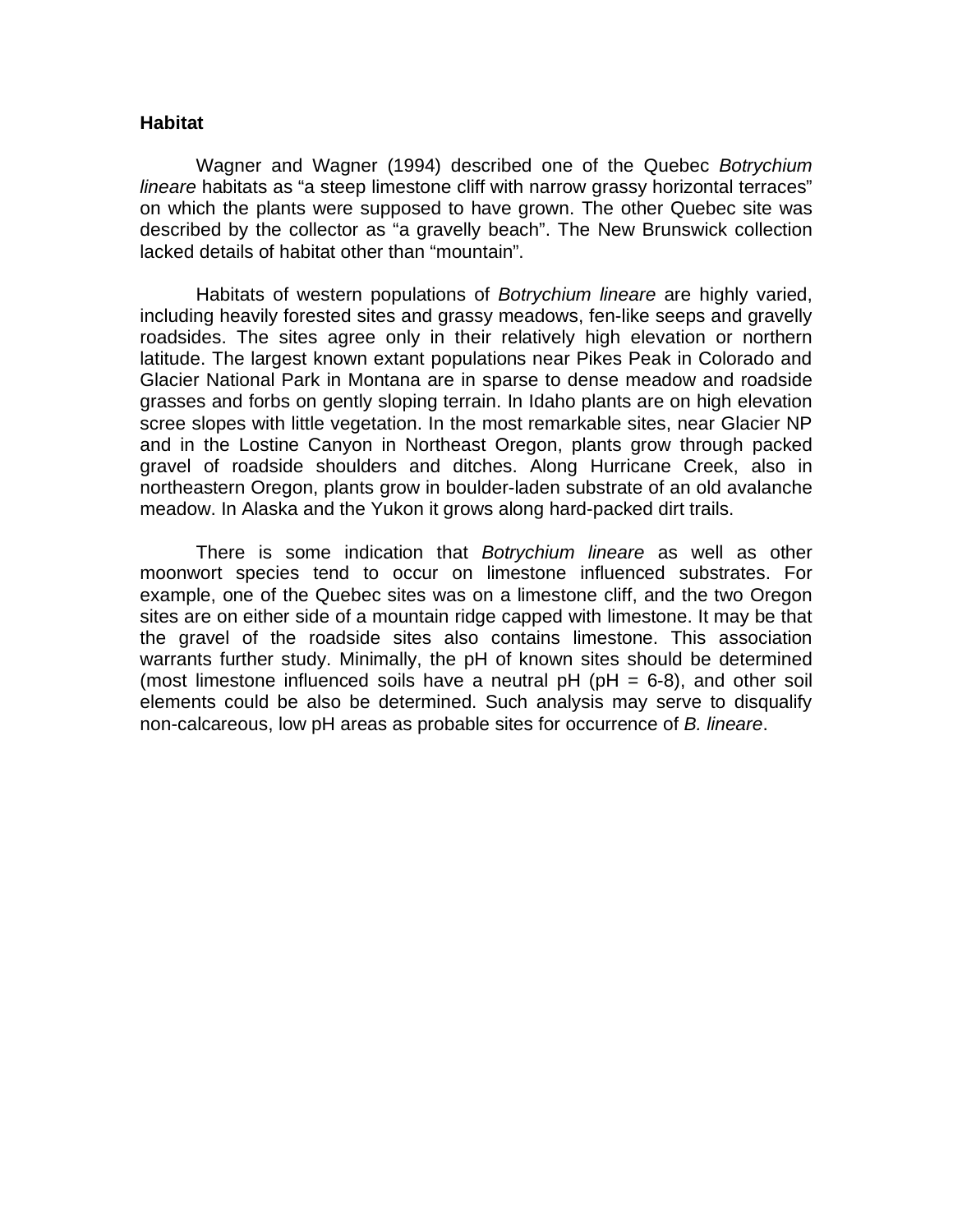**Habitat**

Wagner and Wagner (1994) described one of the Quebec *Botrychium lineare* habitats as “a steep limestone cliff with narrow grassy horizontal terraces” on which the plants were supposed to have grown. The other Quebec site was described by the collector as “a gravelly beach”. The New Brunswick collection lacked details of habitat other than “mountain”.

Habitats of western populations of *Botrychium lineare* are highly varied, including heavily forested sites and grassy meadows, fen-like seeps and gravelly roadsides. The sites agree only in their relatively high elevation or northern latitude. The largest known extant populations near Pikes Peak in Colorado and Glacier National Park in Montana are in sparse to dense meadow and roadside grasses and forbs on gently sloping terrain. In Idaho plants are on high elevation scree slopes with little vegetation. In the most remarkable sites, near Glacier NP and in the Lostine Canyon in Northeast Oregon, plants grow through packed gravel of roadside shoulders and ditches. Along Hurricane Creek, also in northeastern Oregon, plants grow in boulder-laden substrate of an old avalanche meadow. In Alaska and the Yukon it grows along hard-packed dirt trails.

There is some indication that *Botrychium lineare* as well as other moonwort species tend to occur on limestone influenced substrates. For example, one of the Quebec sites was on a limestone cliff, and the two Oregon sites are on either side of a mountain ridge capped with limestone. It may be that the gravel of the roadside sites also contains limestone. This association warrants further study. Minimally, the pH of known sites should be determined (most limestone influenced soils have a neutral pH (pH = 6-8), and other soil elements could be also be determined. Such analysis may serve to disqualify non-calcareous, low pH areas as probable sites for occurrence of *B. lineare*.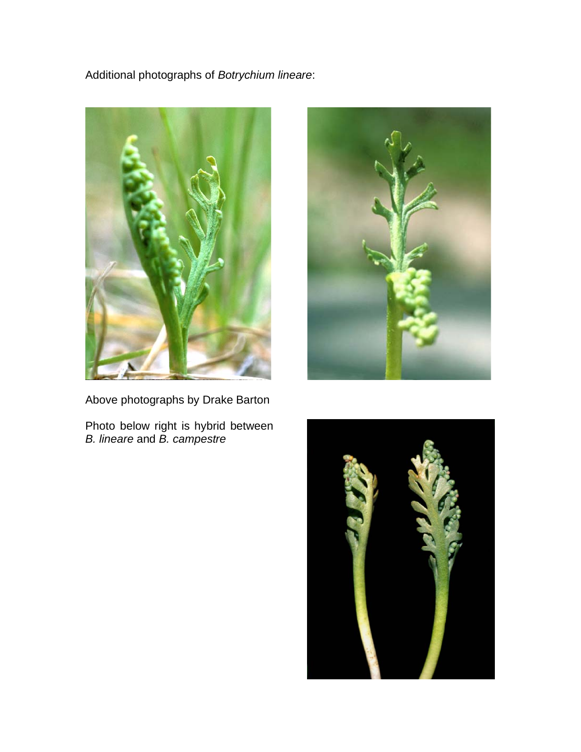Additional photographs of *Botrychium lineare*:

Above photographs by Drake Barton

Photo below right is hybrid between *B. lineare* and *B. campestre*